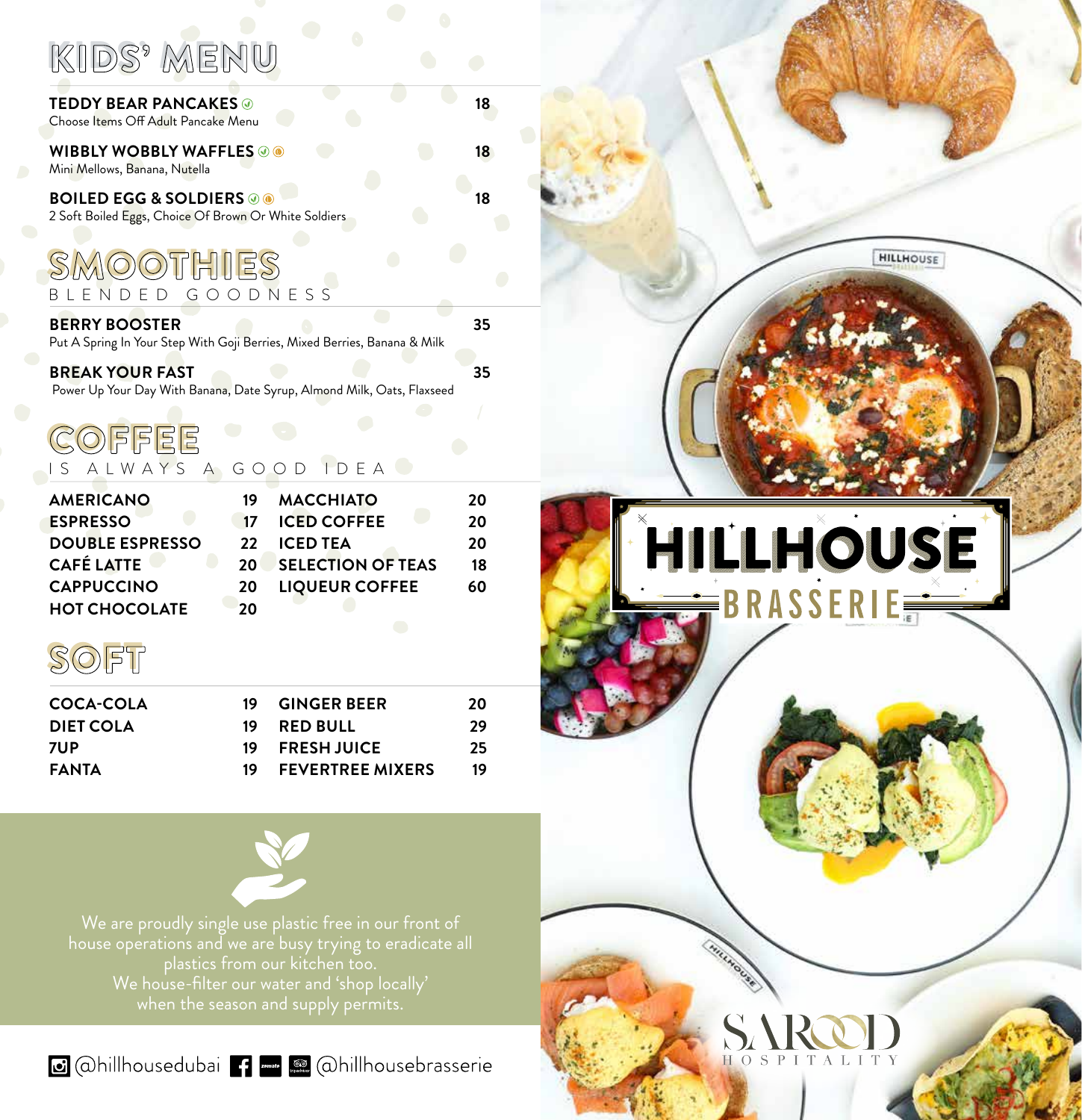# KIDS' MENU

**TEDDY BEAR PANCAKES** — **18**
Choose Items Off Adult Pancake Menu

**WIBBLY WOBBLY WAFFLES** — **18**
Mini Mellows, Banana, Nutella

**BOILED EGG & SOLDIERS** — **18**
2 Soft Boiled Eggs, Choice Of Brown Or White Soldiers

# SMOOTHIES

BLENDED GOODNESS

**BERRY BOOSTER** — **35**
Put A Spring In Your Step With Goji Berries, Mixed Berries, Banana & Milk

**BREAK YOUR FAST** — **35**
Power Up Your Day With Banana, Date Syrup, Almond Milk, Oats, Flaxseed

# COFFEE

IS ALWAYS A GOOD IDEA

| | | | |
|---|---|---|---|
| **AMERICANO** | **19** | **MACCHIATO** | **20** |
| **ESPRESSO** | **17** | **ICED COFFEE** | **20** |
| **DOUBLE ESPRESSO** | **22** | **ICED TEA** | **20** |
| **CAFÉ LATTE** | **20** | **SELECTION OF TEAS** | **18** |
| **CAPPUCCINO** | **20** | **LIQUEUR COFFEE** | **60** |
| **HOT CHOCOLATE** | **20** | | |

# SOFT

| | | | |
|---|---|---|---|
| **COCA-COLA** | **19** | **GINGER BEER** | **20** |
| **DIET COLA** | **19** | **RED BULL** | **29** |
| **7UP** | **19** | **FRESH JUICE** | **25** |
| **FANTA** | **19** | **FEVERTREE MIXERS** | **19** |

We are proudly single use plastic free in our front of house operations and we are busy trying to eradicate all plastics from our kitchen too.
We house-filter our water and 'shop locally' when the season and supply permits.

@hillhousedubai @hillhousebrasserie

HILLHOUSE BRASSERIE

SAROOD HOSPITALITY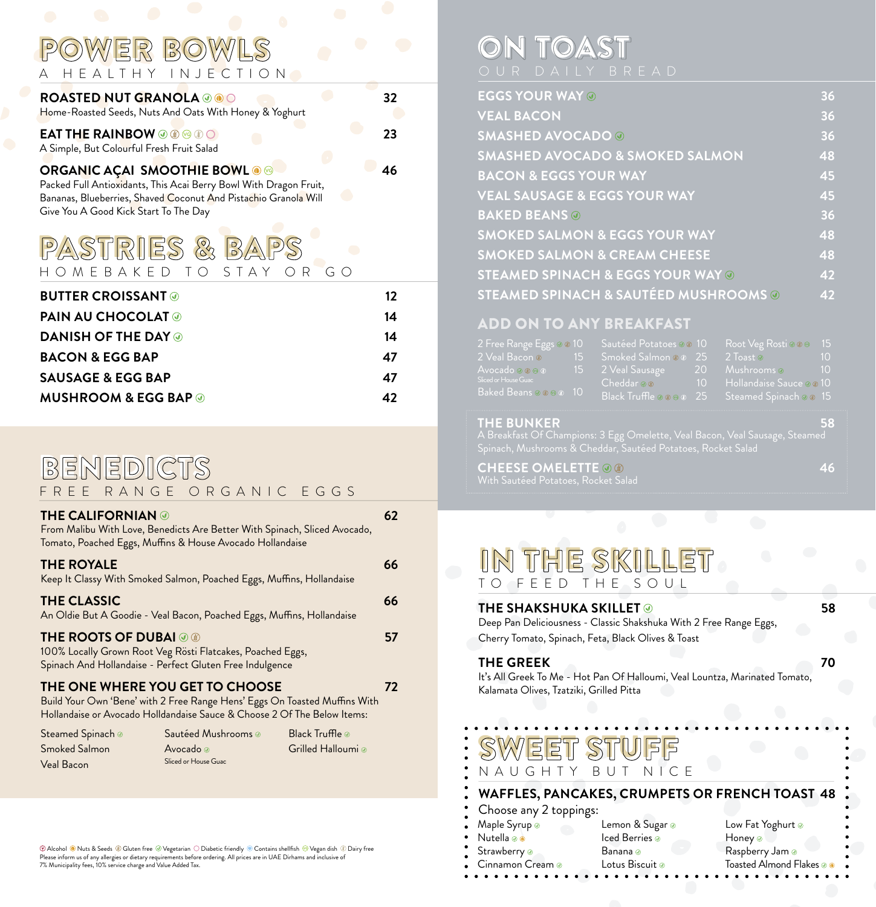# POWER BOWLS

A HEALTHY INJECTION

**ROASTED NUT GRANOLA** 32
Home-Roasted Seeds, Nuts And Oats With Honey & Yoghurt

**EAT THE RAINBOW** 23
A Simple, But Colourful Fresh Fruit Salad

**ORGANIC AÇAI SMOOTHIE BOWL** 46
Packed Full Antioxidants, This Acai Berry Bowl With Dragon Fruit, Bananas, Blueberries, Shaved Coconut And Pistachio Granola Will Give You A Good Kick Start To The Day

# PASTRIES & BAPS

HOMEBAKED TO STAY OR GO

| | |
|---|---|
| BUTTER CROISSANT | 12 |
| PAIN AU CHOCOLAT | 14 |
| DANISH OF THE DAY | 14 |
| BACON & EGG BAP | 47 |
| SAUSAGE & EGG BAP | 47 |
| MUSHROOM & EGG BAP | 42 |

# BENEDICTS

FREE RANGE ORGANIC EGGS

**THE CALIFORNIAN** 62
From Malibu With Love, Benedicts Are Better With Spinach, Sliced Avocado, Tomato, Poached Eggs, Muffins & House Avocado Hollandaise

**THE ROYALE** 66
Keep It Classy With Smoked Salmon, Poached Eggs, Muffins, Hollandaise

**THE CLASSIC** 66
An Oldie But A Goodie - Veal Bacon, Poached Eggs, Muffins, Hollandaise

**THE ROOTS OF DUBAI** 57
100% Locally Grown Root Veg Rösti Flatcakes, Poached Eggs, Spinach And Hollandaise - Perfect Gluten Free Indulgence

**THE ONE WHERE YOU GET TO CHOOSE** 72
Build Your Own 'Bene' with 2 Free Range Hens' Eggs On Toasted Muffins With Hollandaise or Avocado Holldandaise Sauce & Choose 2 Of The Below Items:

- Steamed Spinach
- Smoked Salmon
- Veal Bacon
- Sautéed Mushrooms
- Avocado (Sliced or House Guac)
- Black Truffle
- Grilled Halloumi

# ON TOAST

OUR DAILY BREAD

| | |
|---|---|
| EGGS YOUR WAY | 36 |
| VEAL BACON | 36 |
| SMASHED AVOCADO | 36 |
| SMASHED AVOCADO & SMOKED SALMON | 48 |
| BACON & EGGS YOUR WAY | 45 |
| VEAL SAUSAGE & EGGS YOUR WAY | 45 |
| BAKED BEANS | 36 |
| SMOKED SALMON & EGGS YOUR WAY | 48 |
| SMOKED SALMON & CREAM CHEESE | 48 |
| STEAMED SPINACH & EGGS YOUR WAY | 42 |
| STEAMED SPINACH & SAUTÉED MUSHROOMS | 42 |

## ADD ON TO ANY BREAKFAST

| | | | | | |
|---|---|---|---|---|---|
| 2 Free Range Eggs | 10 | Sautéed Potatoes | 10 | Root Veg Rosti | 15 |
| 2 Veal Bacon | 15 | Smoked Salmon | 25 | 2 Toast | 10 |
| Avocado (Sliced or House Guac) | 15 | 2 Veal Sausage | 20 | Mushrooms | 10 |
| Baked Beans | 10 | Cheddar | 10 | Hollandaise Sauce | 10 |
| | | Black Truffle | 25 | Steamed Spinach | 15 |

**THE BUNKER** 58
A Breakfast Of Champions: 3 Egg Omelette, Veal Bacon, Veal Sausage, Steamed Spinach, Mushrooms & Cheddar, Sautéed Potatoes, Rocket Salad

**CHEESE OMELETTE** 46
With Sautéed Potatoes, Rocket Salad

# IN THE SKILLET

TO FEED THE SOUL

**THE SHAKSHUKA SKILLET** 58
Deep Pan Deliciousness - Classic Shakshuka With 2 Free Range Eggs, Cherry Tomato, Spinach, Feta, Black Olives & Toast

**THE GREEK** 70
It's All Greek To Me - Hot Pan Of Halloumi, Veal Lountza, Marinated Tomato, Kalamata Olives, Tzatziki, Grilled Pitta

# SWEET STUFF

NAUGHTY BUT NICE

**WAFFLES, PANCAKES, CRUMPETS OR FRENCH TOAST** 48
Choose any 2 toppings:

- Maple Syrup
- Nutella
- Strawberry
- Cinnamon Cream
- Lemon & Sugar
- Iced Berries
- Banana
- Lotus Biscuit
- Low Fat Yoghurt
- Honey
- Raspberry Jam
- Toasted Almond Flakes

Alcohol · Nuts & Seeds · Gluten free · Vegetarian · Diabetic friendly · Contains shellfish · Vegan dish · Dairy free
Please inform us of any allergies or dietary requirements before ordering. All prices are in UAE Dirhams and inclusive of 7% Municipality fees, 10% service charge and Value Added Tax.